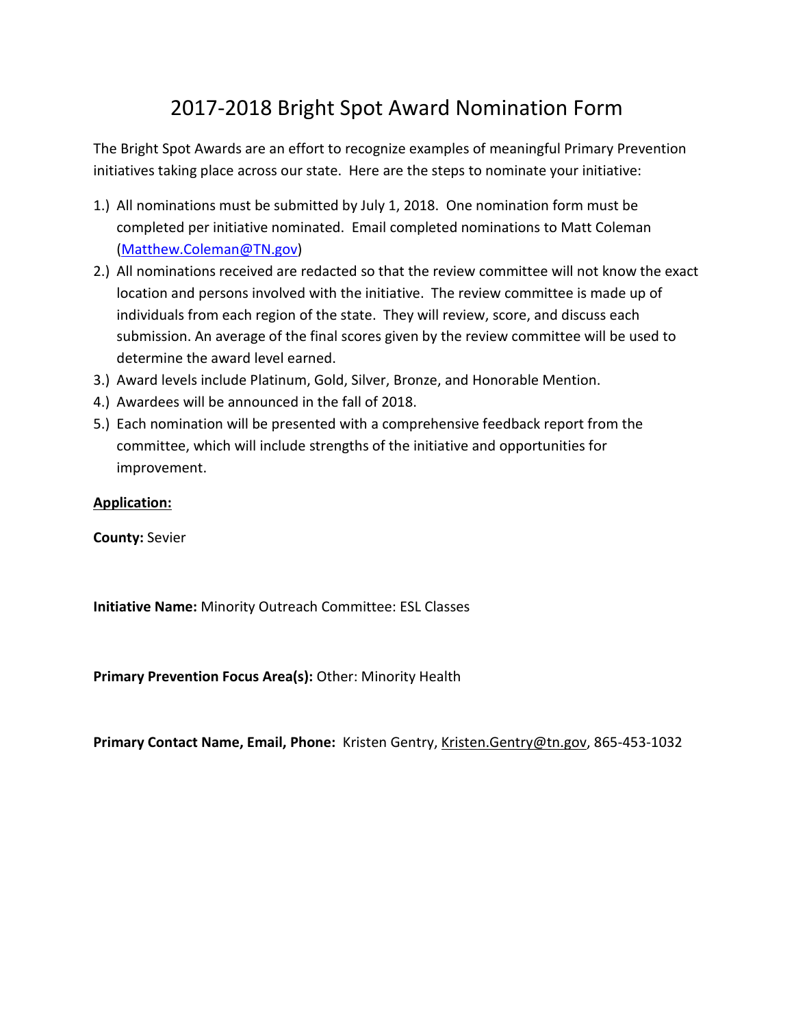# 2017-2018 Bright Spot Award Nomination Form

The Bright Spot Awards are an effort to recognize examples of meaningful Primary Prevention initiatives taking place across our state. Here are the steps to nominate your initiative:

1.) All nominations must be submitted by July 1, 2018. One nomination form must be completed per initiative nominated. Email completed nominations to Matt Coleman (Matthew.Coleman@TN.gov)
2.) All nominations received are redacted so that the review committee will not know the exact location and persons involved with the initiative. The review committee is made up of individuals from each region of the state. They will review, score, and discuss each submission. An average of the final scores given by the review committee will be used to determine the award level earned.
3.) Award levels include Platinum, Gold, Silver, Bronze, and Honorable Mention.
4.) Awardees will be announced in the fall of 2018.
5.) Each nomination will be presented with a comprehensive feedback report from the committee, which will include strengths of the initiative and opportunities for improvement.

**Application:**

**County:** Sevier

**Initiative Name:** Minority Outreach Committee: ESL Classes

**Primary Prevention Focus Area(s):** Other: Minority Health

**Primary Contact Name, Email, Phone:** Kristen Gentry, Kristen.Gentry@tn.gov, 865-453-1032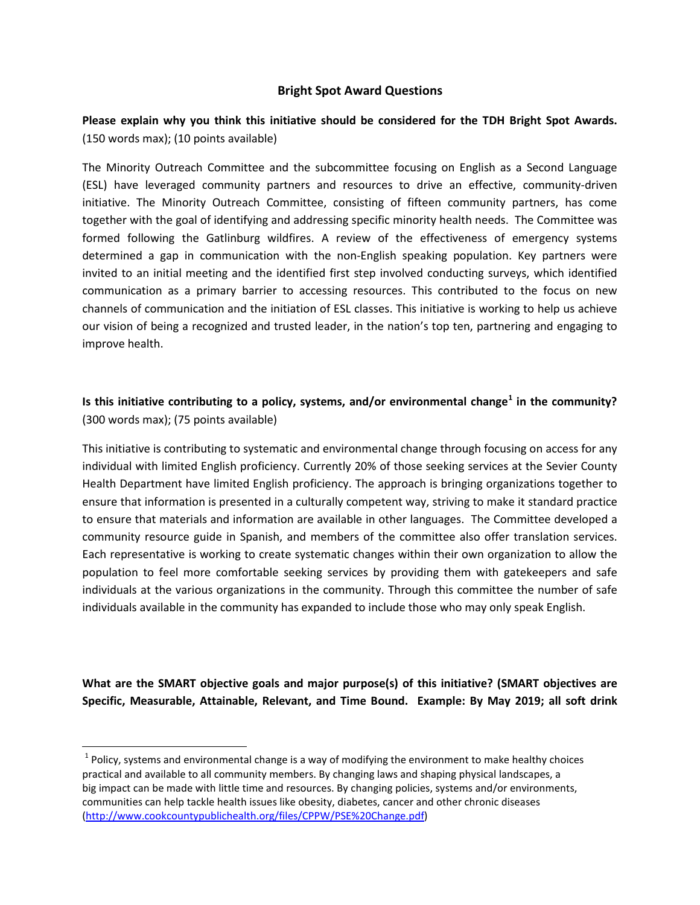## Bright Spot Award Questions

**Please explain why you think this initiative should be considered for the TDH Bright Spot Awards.** (150 words max); (10 points available)

The Minority Outreach Committee and the subcommittee focusing on English as a Second Language (ESL) have leveraged community partners and resources to drive an effective, community-driven initiative. The Minority Outreach Committee, consisting of fifteen community partners, has come together with the goal of identifying and addressing specific minority health needs. The Committee was formed following the Gatlinburg wildfires. A review of the effectiveness of emergency systems determined a gap in communication with the non-English speaking population. Key partners were invited to an initial meeting and the identified first step involved conducting surveys, which identified communication as a primary barrier to accessing resources. This contributed to the focus on new channels of communication and the initiation of ESL classes. This initiative is working to help us achieve our vision of being a recognized and trusted leader, in the nation's top ten, partnering and engaging to improve health.

**Is this initiative contributing to a policy, systems, and/or environmental change[1] in the community?** (300 words max); (75 points available)

This initiative is contributing to systematic and environmental change through focusing on access for any individual with limited English proficiency. Currently 20% of those seeking services at the Sevier County Health Department have limited English proficiency. The approach is bringing organizations together to ensure that information is presented in a culturally competent way, striving to make it standard practice to ensure that materials and information are available in other languages. The Committee developed a community resource guide in Spanish, and members of the committee also offer translation services. Each representative is working to create systematic changes within their own organization to allow the population to feel more comfortable seeking services by providing them with gatekeepers and safe individuals at the various organizations in the community. Through this committee the number of safe individuals available in the community has expanded to include those who may only speak English.

**What are the SMART objective goals and major purpose(s) of this initiative? (SMART objectives are Specific, Measurable, Attainable, Relevant, and Time Bound. Example: By May 2019; all soft drink**

---

[1] Policy, systems and environmental change is a way of modifying the environment to make healthy choices practical and available to all community members. By changing laws and shaping physical landscapes, a big impact can be made with little time and resources. By changing policies, systems and/or environments, communities can help tackle health issues like obesity, diabetes, cancer and other chronic diseases (http://www.cookcountypublichealth.org/files/CPPW/PSE%20Change.pdf)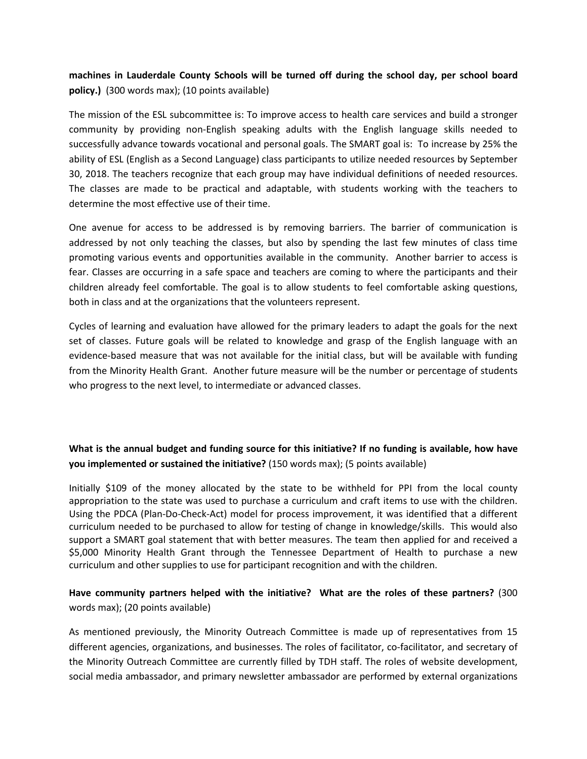**machines in Lauderdale County Schools will be turned off during the school day, per school board policy.)** (300 words max); (10 points available)

The mission of the ESL subcommittee is: To improve access to health care services and build a stronger community by providing non-English speaking adults with the English language skills needed to successfully advance towards vocational and personal goals. The SMART goal is: To increase by 25% the ability of ESL (English as a Second Language) class participants to utilize needed resources by September 30, 2018. The teachers recognize that each group may have individual definitions of needed resources. The classes are made to be practical and adaptable, with students working with the teachers to determine the most effective use of their time.

One avenue for access to be addressed is by removing barriers. The barrier of communication is addressed by not only teaching the classes, but also by spending the last few minutes of class time promoting various events and opportunities available in the community. Another barrier to access is fear. Classes are occurring in a safe space and teachers are coming to where the participants and their children already feel comfortable. The goal is to allow students to feel comfortable asking questions, both in class and at the organizations that the volunteers represent.

Cycles of learning and evaluation have allowed for the primary leaders to adapt the goals for the next set of classes. Future goals will be related to knowledge and grasp of the English language with an evidence-based measure that was not available for the initial class, but will be available with funding from the Minority Health Grant. Another future measure will be the number or percentage of students who progress to the next level, to intermediate or advanced classes.

**What is the annual budget and funding source for this initiative? If no funding is available, how have you implemented or sustained the initiative?** (150 words max); (5 points available)

Initially $109 of the money allocated by the state to be withheld for PPI from the local county appropriation to the state was used to purchase a curriculum and craft items to use with the children. Using the PDCA (Plan-Do-Check-Act) model for process improvement, it was identified that a different curriculum needed to be purchased to allow for testing of change in knowledge/skills. This would also support a SMART goal statement that with better measures. The team then applied for and received a $5,000 Minority Health Grant through the Tennessee Department of Health to purchase a new curriculum and other supplies to use for participant recognition and with the children.

**Have community partners helped with the initiative? What are the roles of these partners?** (300 words max); (20 points available)

As mentioned previously, the Minority Outreach Committee is made up of representatives from 15 different agencies, organizations, and businesses. The roles of facilitator, co-facilitator, and secretary of the Minority Outreach Committee are currently filled by TDH staff. The roles of website development, social media ambassador, and primary newsletter ambassador are performed by external organizations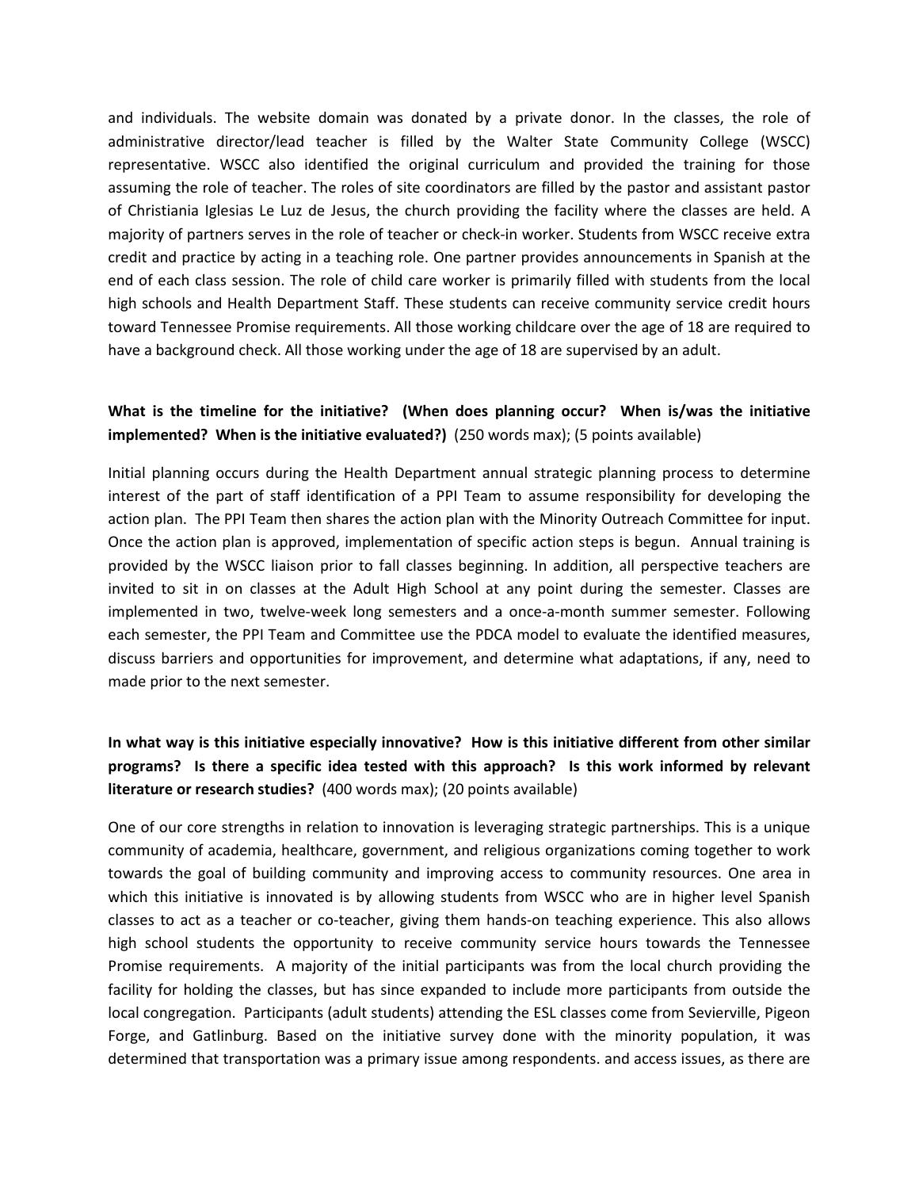and individuals. The website domain was donated by a private donor. In the classes, the role of administrative director/lead teacher is filled by the Walter State Community College (WSCC) representative. WSCC also identified the original curriculum and provided the training for those assuming the role of teacher. The roles of site coordinators are filled by the pastor and assistant pastor of Christiania Iglesias Le Luz de Jesus, the church providing the facility where the classes are held. A majority of partners serves in the role of teacher or check-in worker. Students from WSCC receive extra credit and practice by acting in a teaching role. One partner provides announcements in Spanish at the end of each class session. The role of child care worker is primarily filled with students from the local high schools and Health Department Staff. These students can receive community service credit hours toward Tennessee Promise requirements. All those working childcare over the age of 18 are required to have a background check. All those working under the age of 18 are supervised by an adult.

**What is the timeline for the initiative? (When does planning occur? When is/was the initiative implemented? When is the initiative evaluated?)** (250 words max); (5 points available)

Initial planning occurs during the Health Department annual strategic planning process to determine interest of the part of staff identification of a PPI Team to assume responsibility for developing the action plan. The PPI Team then shares the action plan with the Minority Outreach Committee for input. Once the action plan is approved, implementation of specific action steps is begun. Annual training is provided by the WSCC liaison prior to fall classes beginning. In addition, all perspective teachers are invited to sit in on classes at the Adult High School at any point during the semester. Classes are implemented in two, twelve-week long semesters and a once-a-month summer semester. Following each semester, the PPI Team and Committee use the PDCA model to evaluate the identified measures, discuss barriers and opportunities for improvement, and determine what adaptations, if any, need to made prior to the next semester.

**In what way is this initiative especially innovative? How is this initiative different from other similar programs? Is there a specific idea tested with this approach? Is this work informed by relevant literature or research studies?** (400 words max); (20 points available)

One of our core strengths in relation to innovation is leveraging strategic partnerships. This is a unique community of academia, healthcare, government, and religious organizations coming together to work towards the goal of building community and improving access to community resources. One area in which this initiative is innovated is by allowing students from WSCC who are in higher level Spanish classes to act as a teacher or co-teacher, giving them hands-on teaching experience. This also allows high school students the opportunity to receive community service hours towards the Tennessee Promise requirements. A majority of the initial participants was from the local church providing the facility for holding the classes, but has since expanded to include more participants from outside the local congregation. Participants (adult students) attending the ESL classes come from Sevierville, Pigeon Forge, and Gatlinburg. Based on the initiative survey done with the minority population, it was determined that transportation was a primary issue among respondents. and access issues, as there are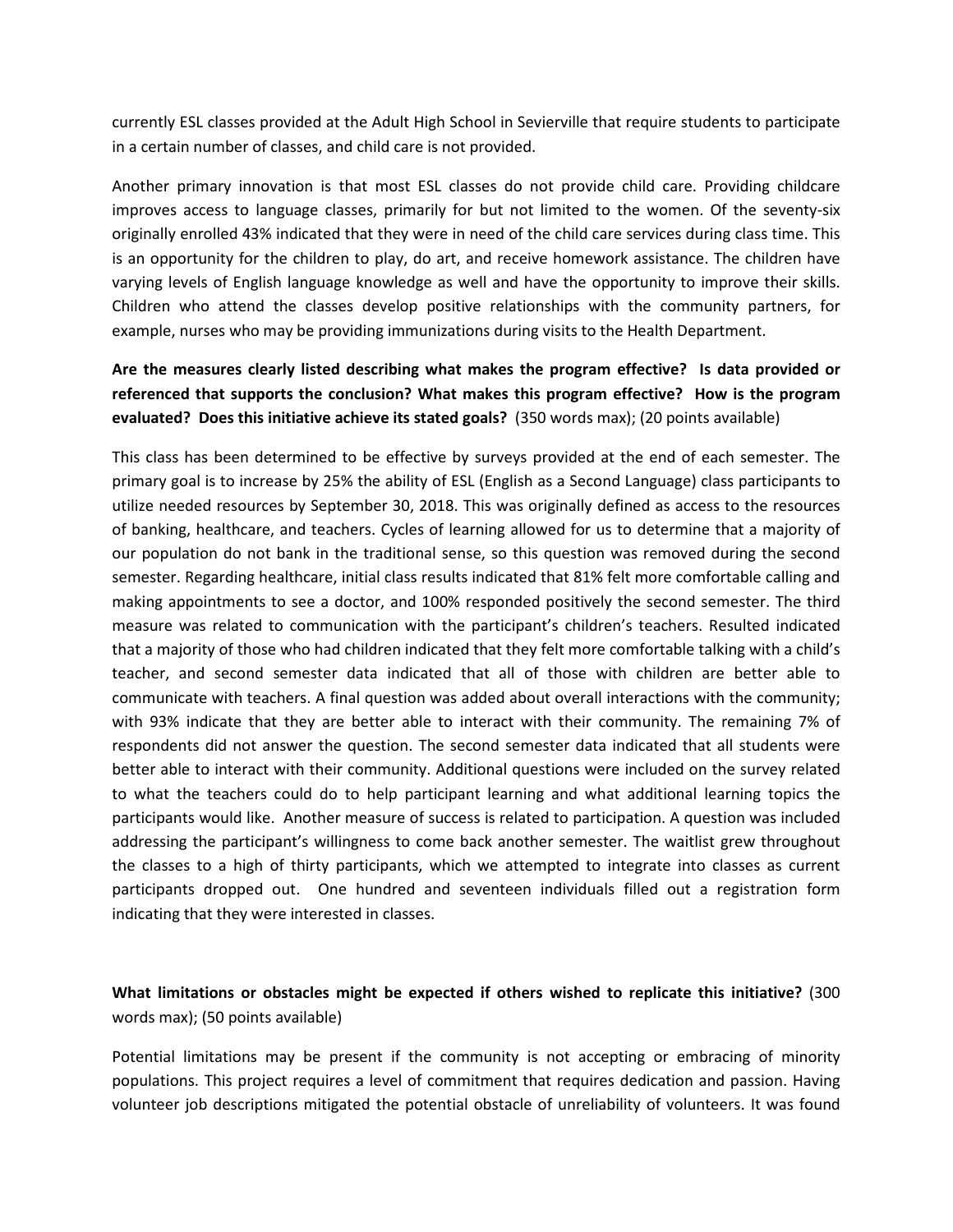currently ESL classes provided at the Adult High School in Sevierville that require students to participate in a certain number of classes, and child care is not provided.

Another primary innovation is that most ESL classes do not provide child care. Providing childcare improves access to language classes, primarily for but not limited to the women. Of the seventy-six originally enrolled 43% indicated that they were in need of the child care services during class time. This is an opportunity for the children to play, do art, and receive homework assistance. The children have varying levels of English language knowledge as well and have the opportunity to improve their skills. Children who attend the classes develop positive relationships with the community partners, for example, nurses who may be providing immunizations during visits to the Health Department.

**Are the measures clearly listed describing what makes the program effective? Is data provided or referenced that supports the conclusion? What makes this program effective? How is the program evaluated? Does this initiative achieve its stated goals?** (350 words max); (20 points available)

This class has been determined to be effective by surveys provided at the end of each semester. The primary goal is to increase by 25% the ability of ESL (English as a Second Language) class participants to utilize needed resources by September 30, 2018. This was originally defined as access to the resources of banking, healthcare, and teachers. Cycles of learning allowed for us to determine that a majority of our population do not bank in the traditional sense, so this question was removed during the second semester. Regarding healthcare, initial class results indicated that 81% felt more comfortable calling and making appointments to see a doctor, and 100% responded positively the second semester. The third measure was related to communication with the participant's children's teachers. Resulted indicated that a majority of those who had children indicated that they felt more comfortable talking with a child's teacher, and second semester data indicated that all of those with children are better able to communicate with teachers. A final question was added about overall interactions with the community; with 93% indicate that they are better able to interact with their community. The remaining 7% of respondents did not answer the question. The second semester data indicated that all students were better able to interact with their community. Additional questions were included on the survey related to what the teachers could do to help participant learning and what additional learning topics the participants would like. Another measure of success is related to participation. A question was included addressing the participant's willingness to come back another semester. The waitlist grew throughout the classes to a high of thirty participants, which we attempted to integrate into classes as current participants dropped out. One hundred and seventeen individuals filled out a registration form indicating that they were interested in classes.

**What limitations or obstacles might be expected if others wished to replicate this initiative?** (300 words max); (50 points available)

Potential limitations may be present if the community is not accepting or embracing of minority populations. This project requires a level of commitment that requires dedication and passion. Having volunteer job descriptions mitigated the potential obstacle of unreliability of volunteers. It was found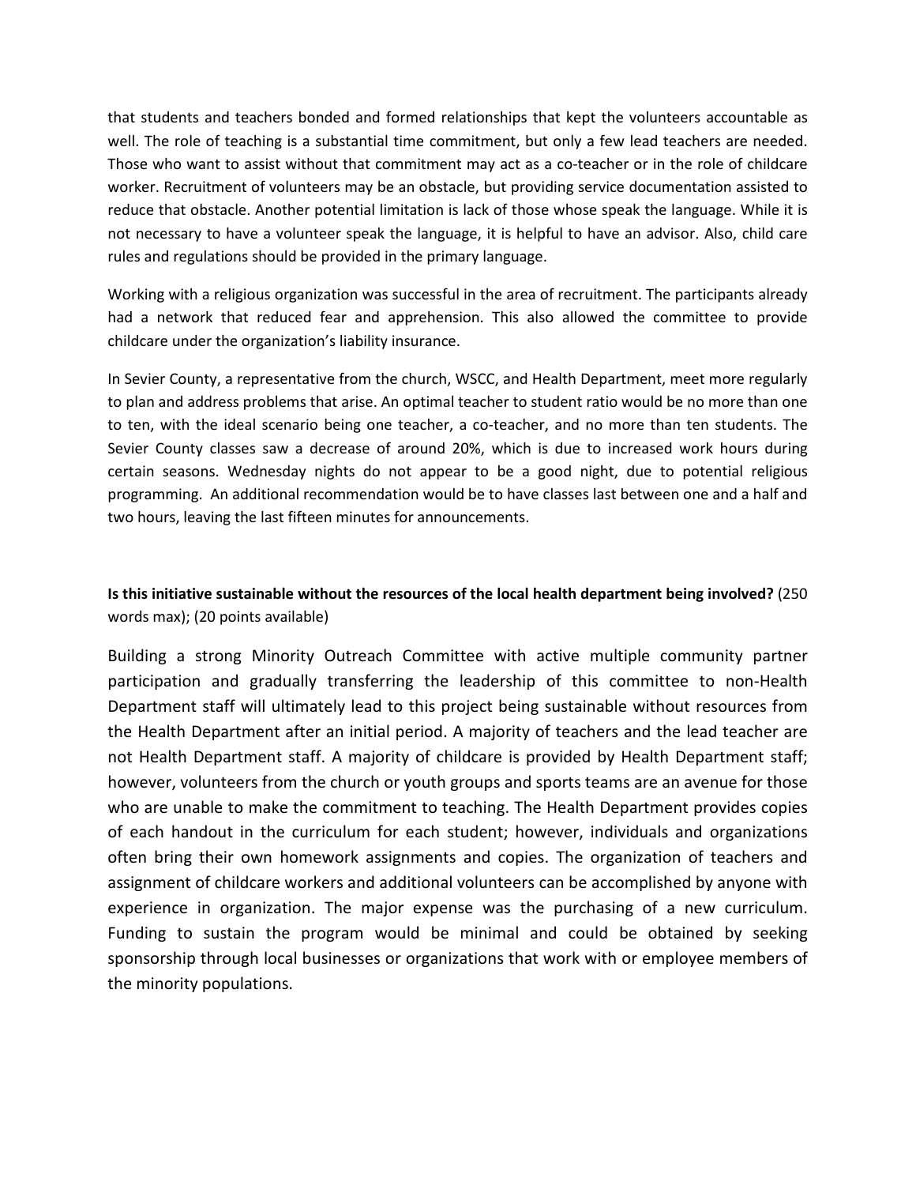that students and teachers bonded and formed relationships that kept the volunteers accountable as well. The role of teaching is a substantial time commitment, but only a few lead teachers are needed. Those who want to assist without that commitment may act as a co-teacher or in the role of childcare worker. Recruitment of volunteers may be an obstacle, but providing service documentation assisted to reduce that obstacle. Another potential limitation is lack of those whose speak the language. While it is not necessary to have a volunteer speak the language, it is helpful to have an advisor. Also, child care rules and regulations should be provided in the primary language.

Working with a religious organization was successful in the area of recruitment. The participants already had a network that reduced fear and apprehension. This also allowed the committee to provide childcare under the organization's liability insurance.

In Sevier County, a representative from the church, WSCC, and Health Department, meet more regularly to plan and address problems that arise. An optimal teacher to student ratio would be no more than one to ten, with the ideal scenario being one teacher, a co-teacher, and no more than ten students. The Sevier County classes saw a decrease of around 20%, which is due to increased work hours during certain seasons. Wednesday nights do not appear to be a good night, due to potential religious programming. An additional recommendation would be to have classes last between one and a half and two hours, leaving the last fifteen minutes for announcements.

**Is this initiative sustainable without the resources of the local health department being involved?** (250 words max); (20 points available)

Building a strong Minority Outreach Committee with active multiple community partner participation and gradually transferring the leadership of this committee to non-Health Department staff will ultimately lead to this project being sustainable without resources from the Health Department after an initial period. A majority of teachers and the lead teacher are not Health Department staff. A majority of childcare is provided by Health Department staff; however, volunteers from the church or youth groups and sports teams are an avenue for those who are unable to make the commitment to teaching. The Health Department provides copies of each handout in the curriculum for each student; however, individuals and organizations often bring their own homework assignments and copies. The organization of teachers and assignment of childcare workers and additional volunteers can be accomplished by anyone with experience in organization. The major expense was the purchasing of a new curriculum. Funding to sustain the program would be minimal and could be obtained by seeking sponsorship through local businesses or organizations that work with or employee members of the minority populations.